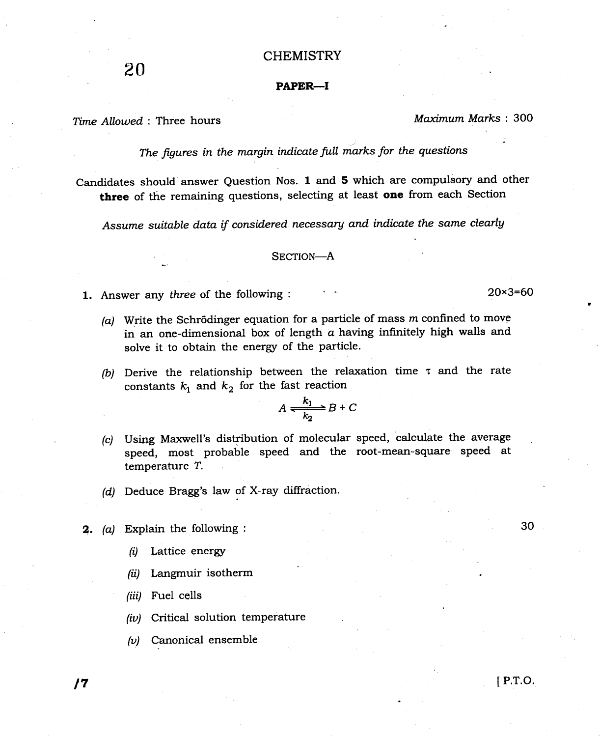20

# CHEMISTRY

## PAPER—I

*Time Allowed* : Three hours *Maximum Marks* : 300

*The figures in the margin indicate full marks for the questions*

Candidates should answer Question Nos. **1** and **5** which are compulsory and other **three** of the remaining questions, selecting at least **one** from each Section

*Assume suitable data if considered necessary and indicate the same clearly*

### SECTION—A

**1.** Answer any *three* of the following : 20×3=60

*(a)* Write the Schrödinger equation for a particle of mass $m$ confined to move in an one-dimensional box of length $a$ having infinitely high walls and solve it to obtain the energy of the particle.

*(b)* Derive the relationship between the relaxation time $\tau$ and the rate constants $k_1$ and $k_2$ for the fast reaction

$$A \underset{k_2}{\overset{k_1}{\rightleftharpoons}} B + C$$

*(c)* Using Maxwell's distribution of molecular speed, calculate the average speed, most probable speed and the root-mean-square speed at temperature $T$.

*(d)* Deduce Bragg's law of X-ray diffraction.

**2.** *(a)* Explain the following : 30

*(i)* Lattice energy

*(ii)* Langmuir isotherm

*(iii)* Fuel cells

*(iv)* Critical solution temperature

*(v)* Canonical ensemble

/7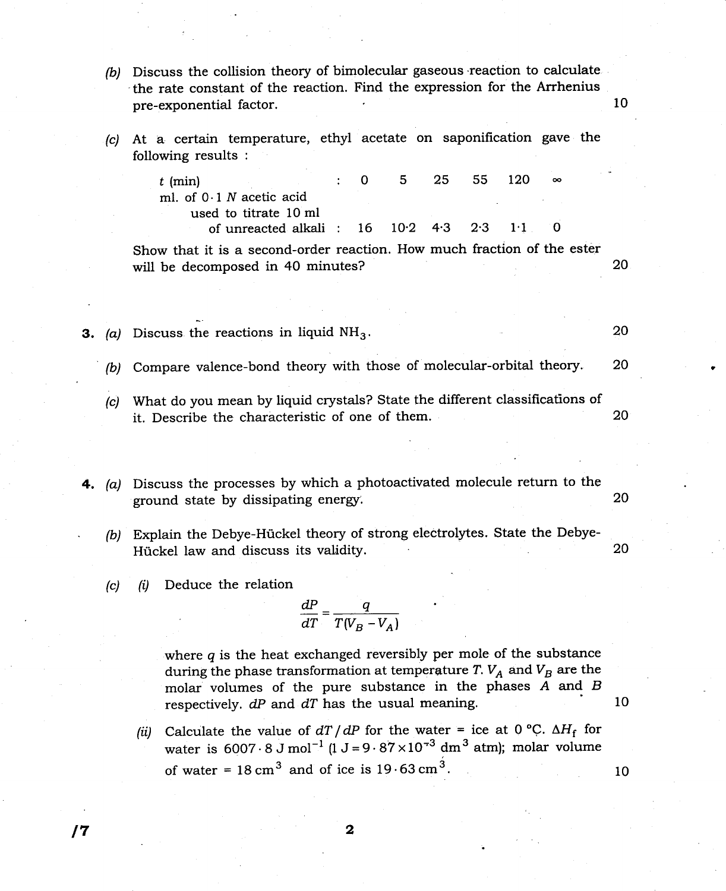(b) Discuss the collision theory of bimolecular gaseous reaction to calculate the rate constant of the reaction. Find the expression for the Arrhenius pre-exponential factor. 10

(c) At a certain temperature, ethyl acetate on saponification gave the following results :

| $t$ (min) | 0 | 5 | 25 | 55 | 120 | $\infty$ |
|---|---|---|---|---|---|---|
| ml. of $0 \cdot 1$ $N$ acetic acid used to titrate 10 ml of unreacted alkali | 16 | 10·2 | 4·3 | 2·3 | 1·1 | 0 |

Show that it is a second-order reaction. How much fraction of the ester will be decomposed in 40 minutes? 20

3. (a) Discuss the reactions in liquid $NH_3$. 20

(b) Compare valence-bond theory with those of molecular-orbital theory. 20

(c) What do you mean by liquid crystals? State the different classifications of it. Describe the characteristic of one of them. 20

4. (a) Discuss the processes by which a photoactivated molecule return to the ground state by dissipating energy. 20

(b) Explain the Debye-Hückel theory of strong electrolytes. State the Debye-Hückel law and discuss its validity. 20

(c) (i) Deduce the relation

$$\frac{dP}{dT} = \frac{q}{T(V_B - V_A)}$$

where $q$ is the heat exchanged reversibly per mole of the substance during the phase transformation at temperature $T$. $V_A$ and $V_B$ are the molar volumes of the pure substance in the phases $A$ and $B$ respectively. $dP$ and $dT$ has the usual meaning. 10

(ii) Calculate the value of $dT/dP$ for the water = ice at 0 °C. $\Delta H_f$ for water is $6007 \cdot 8 \text{ J mol}^{-1}$ ($1 \text{ J} = 9 \cdot 87 \times 10^{-3} \text{ dm}^3$ atm); molar volume of water = $18 \text{ cm}^3$ and of ice is $19 \cdot 63 \text{ cm}^3$. 10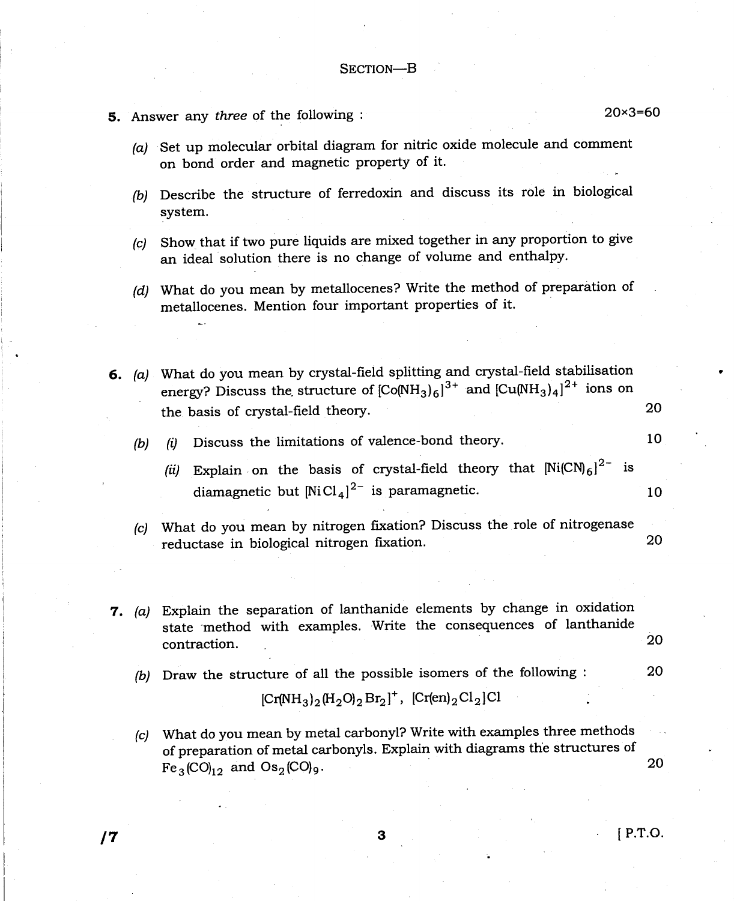## SECTION—B

**5.** Answer any *three* of the following : 20×3=60

*(a)* Set up molecular orbital diagram for nitric oxide molecule and comment on bond order and magnetic property of it.

*(b)* Describe the structure of ferredoxin and discuss its role in biological system.

*(c)* Show that if two pure liquids are mixed together in any proportion to give an ideal solution there is no change of volume and enthalpy.

*(d)* What do you mean by metallocenes? Write the method of preparation of metallocenes. Mention four important properties of it.

**6.** *(a)* What do you mean by crystal-field splitting and crystal-field stabilisation energy? Discuss the structure of $[Co(NH_3)_6]^{3+}$ and $[Cu(NH_3)_4]^{2+}$ ions on the basis of crystal-field theory. 20

*(b)* *(i)* Discuss the limitations of valence-bond theory. 10

*(ii)* Explain on the basis of crystal-field theory that $[Ni(CN)_6]^{2-}$ is diamagnetic but $[NiCl_4]^{2-}$ is paramagnetic. 10

*(c)* What do you mean by nitrogen fixation? Discuss the role of nitrogenase reductase in biological nitrogen fixation. 20

**7.** *(a)* Explain the separation of lanthanide elements by change in oxidation state method with examples. Write the consequences of lanthanide contraction. 20

*(b)* Draw the structure of all the possible isomers of the following : 20

$$[Cr(NH_3)_2(H_2O)_2Br_2]^+, \ [Cr(en)_2Cl_2]Cl$$

*(c)* What do you mean by metal carbonyl? Write with examples three methods of preparation of metal carbonyls. Explain with diagrams the structures of $Fe_3(CO)_{12}$ and $Os_2(CO)_9$. 20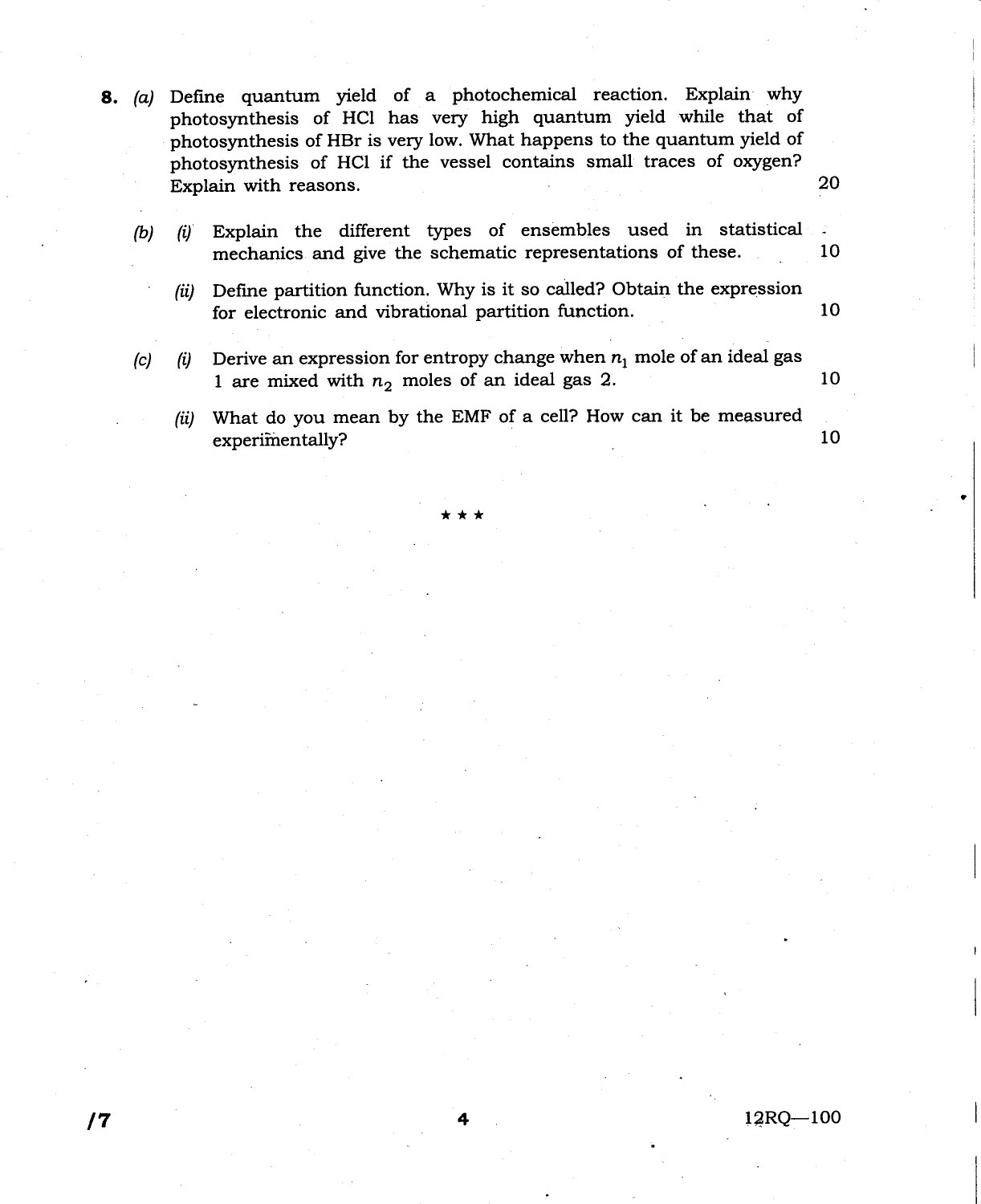**8.** *(a)* Define quantum yield of a photochemical reaction. Explain why photosynthesis of HCl has very high quantum yield while that of photosynthesis of HBr is very low. What happens to the quantum yield of photosynthesis of HCl if the vessel contains small traces of oxygen? Explain with reasons. 20

*(b)* *(i)* Explain the different types of ensembles used in statistical mechanics and give the schematic representations of these. 10

*(ii)* Define partition function. Why is it so called? Obtain the expression for electronic and vibrational partition function. 10

*(c)* *(i)* Derive an expression for entropy change when $n_1$ mole of an ideal gas 1 are mixed with $n_2$ moles of an ideal gas 2. 10

*(ii)* What do you mean by the EMF of a cell? How can it be measured experimentally? 10

★ ★ ★